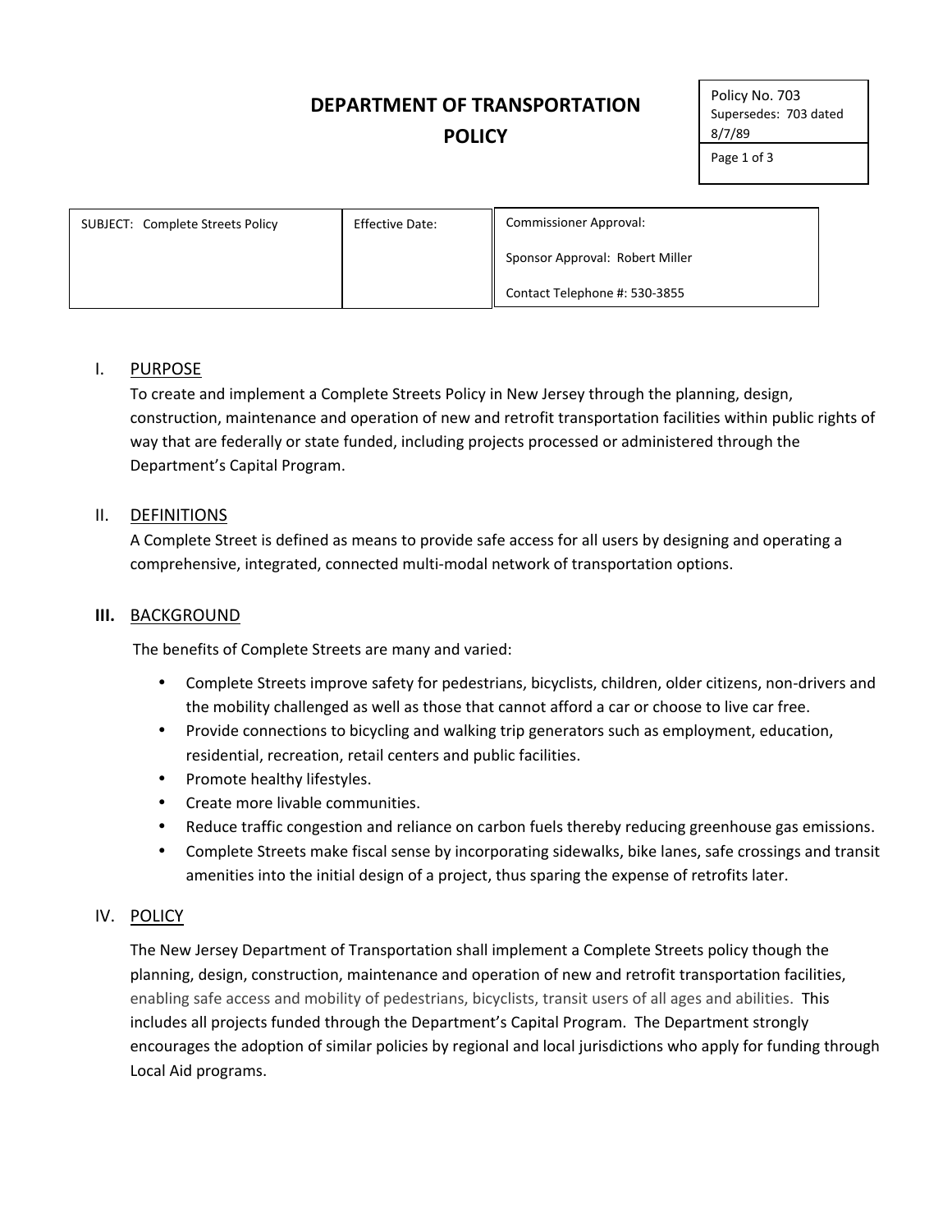# DEPARTMENT OF TRANSPORTATION POLICY

| Policy No. 703 Supersedes: 703 dated 8/7/89 |
|---|

| SUBJECT: Complete Streets Policy | Effective Date: | Commissioner Approval: Sponsor Approval: Robert Miller Contact Telephone #: 530-3855 |
|---|---|---|

## I. PURPOSE

To create and implement a Complete Streets Policy in New Jersey through the planning, design, construction, maintenance and operation of new and retrofit transportation facilities within public rights of way that are federally or state funded, including projects processed or administered through the Department's Capital Program.

## II. DEFINITIONS

A Complete Street is defined as means to provide safe access for all users by designing and operating a comprehensive, integrated, connected multi-modal network of transportation options.

## III. BACKGROUND

The benefits of Complete Streets are many and varied:

- Complete Streets improve safety for pedestrians, bicyclists, children, older citizens, non-drivers and the mobility challenged as well as those that cannot afford a car or choose to live car free.
- Provide connections to bicycling and walking trip generators such as employment, education, residential, recreation, retail centers and public facilities.
- Promote healthy lifestyles.
- Create more livable communities.
- Reduce traffic congestion and reliance on carbon fuels thereby reducing greenhouse gas emissions.
- Complete Streets make fiscal sense by incorporating sidewalks, bike lanes, safe crossings and transit amenities into the initial design of a project, thus sparing the expense of retrofits later.

## IV. POLICY

The New Jersey Department of Transportation shall implement a Complete Streets policy though the planning, design, construction, maintenance and operation of new and retrofit transportation facilities, enabling safe access and mobility of pedestrians, bicyclists, transit users of all ages and abilities. This includes all projects funded through the Department's Capital Program. The Department strongly encourages the adoption of similar policies by regional and local jurisdictions who apply for funding through Local Aid programs.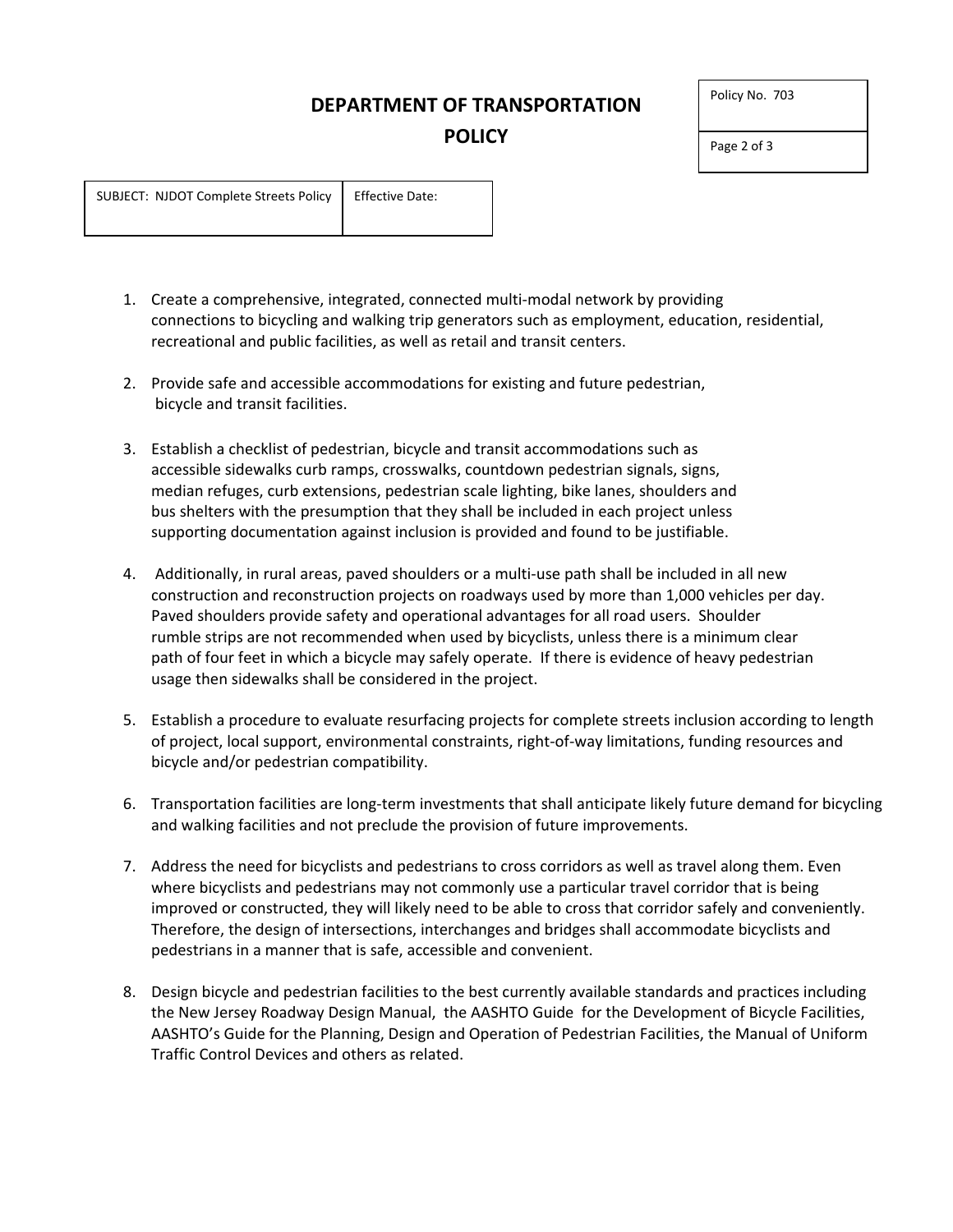1. Create a comprehensive, integrated, connected multi-modal network by providing connections to bicycling and walking trip generators such as employment, education, residential, recreational and public facilities, as well as retail and transit centers.

2. Provide safe and accessible accommodations for existing and future pedestrian, bicycle and transit facilities.

3. Establish a checklist of pedestrian, bicycle and transit accommodations such as accessible sidewalks curb ramps, crosswalks, countdown pedestrian signals, signs, median refuges, curb extensions, pedestrian scale lighting, bike lanes, shoulders and bus shelters with the presumption that they shall be included in each project unless supporting documentation against inclusion is provided and found to be justifiable.

4. Additionally, in rural areas, paved shoulders or a multi-use path shall be included in all new construction and reconstruction projects on roadways used by more than 1,000 vehicles per day. Paved shoulders provide safety and operational advantages for all road users. Shoulder rumble strips are not recommended when used by bicyclists, unless there is a minimum clear path of four feet in which a bicycle may safely operate. If there is evidence of heavy pedestrian usage then sidewalks shall be considered in the project.

5. Establish a procedure to evaluate resurfacing projects for complete streets inclusion according to length of project, local support, environmental constraints, right-of-way limitations, funding resources and bicycle and/or pedestrian compatibility.

6. Transportation facilities are long-term investments that shall anticipate likely future demand for bicycling and walking facilities and not preclude the provision of future improvements.

7. Address the need for bicyclists and pedestrians to cross corridors as well as travel along them. Even where bicyclists and pedestrians may not commonly use a particular travel corridor that is being improved or constructed, they will likely need to be able to cross that corridor safely and conveniently. Therefore, the design of intersections, interchanges and bridges shall accommodate bicyclists and pedestrians in a manner that is safe, accessible and convenient.

8. Design bicycle and pedestrian facilities to the best currently available standards and practices including the New Jersey Roadway Design Manual, the AASHTO Guide for the Development of Bicycle Facilities, AASHTO's Guide for the Planning, Design and Operation of Pedestrian Facilities, the Manual of Uniform Traffic Control Devices and others as related.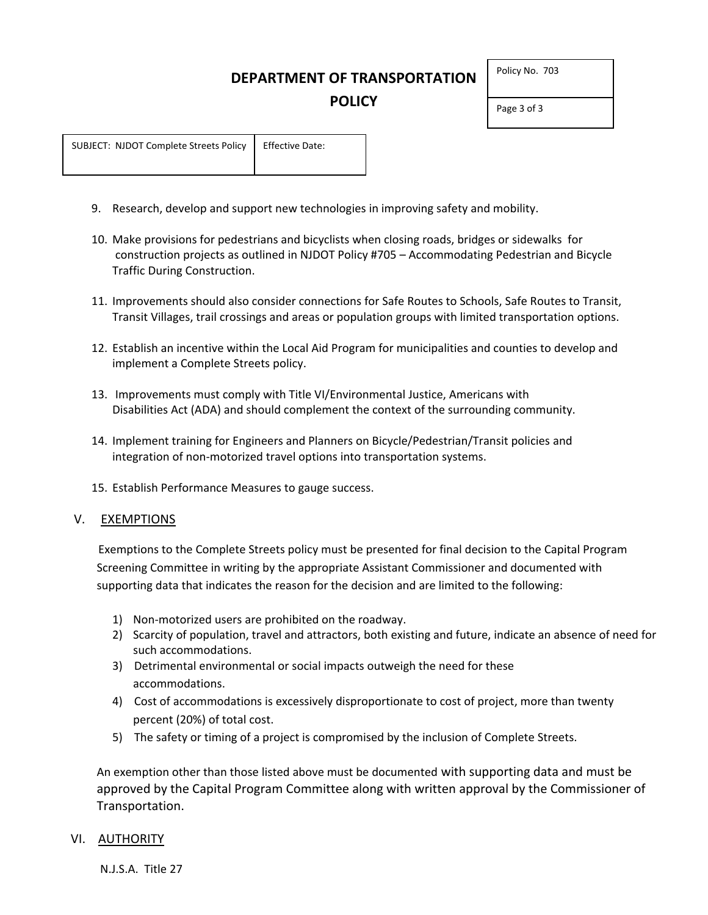# DEPARTMENT OF TRANSPORTATION POLICY

| Policy No. 703 |
|---|

| SUBJECT: NJDOT Complete Streets Policy | Effective Date: |
|---|---|

9. Research, develop and support new technologies in improving safety and mobility.

10. Make provisions for pedestrians and bicyclists when closing roads, bridges or sidewalks for construction projects as outlined in NJDOT Policy #705 – Accommodating Pedestrian and Bicycle Traffic During Construction.

11. Improvements should also consider connections for Safe Routes to Schools, Safe Routes to Transit, Transit Villages, trail crossings and areas or population groups with limited transportation options.

12. Establish an incentive within the Local Aid Program for municipalities and counties to develop and implement a Complete Streets policy.

13. Improvements must comply with Title VI/Environmental Justice, Americans with Disabilities Act (ADA) and should complement the context of the surrounding community.

14. Implement training for Engineers and Planners on Bicycle/Pedestrian/Transit policies and integration of non-motorized travel options into transportation systems.

15. Establish Performance Measures to gauge success.

## V. EXEMPTIONS

Exemptions to the Complete Streets policy must be presented for final decision to the Capital Program Screening Committee in writing by the appropriate Assistant Commissioner and documented with supporting data that indicates the reason for the decision and are limited to the following:

1) Non-motorized users are prohibited on the roadway.
2) Scarcity of population, travel and attractors, both existing and future, indicate an absence of need for such accommodations.
3) Detrimental environmental or social impacts outweigh the need for these accommodations.
4) Cost of accommodations is excessively disproportionate to cost of project, more than twenty percent (20%) of total cost.
5) The safety or timing of a project is compromised by the inclusion of Complete Streets.

An exemption other than those listed above must be documented with supporting data and must be approved by the Capital Program Committee along with written approval by the Commissioner of Transportation.

## VI. AUTHORITY

N.J.S.A. Title 27